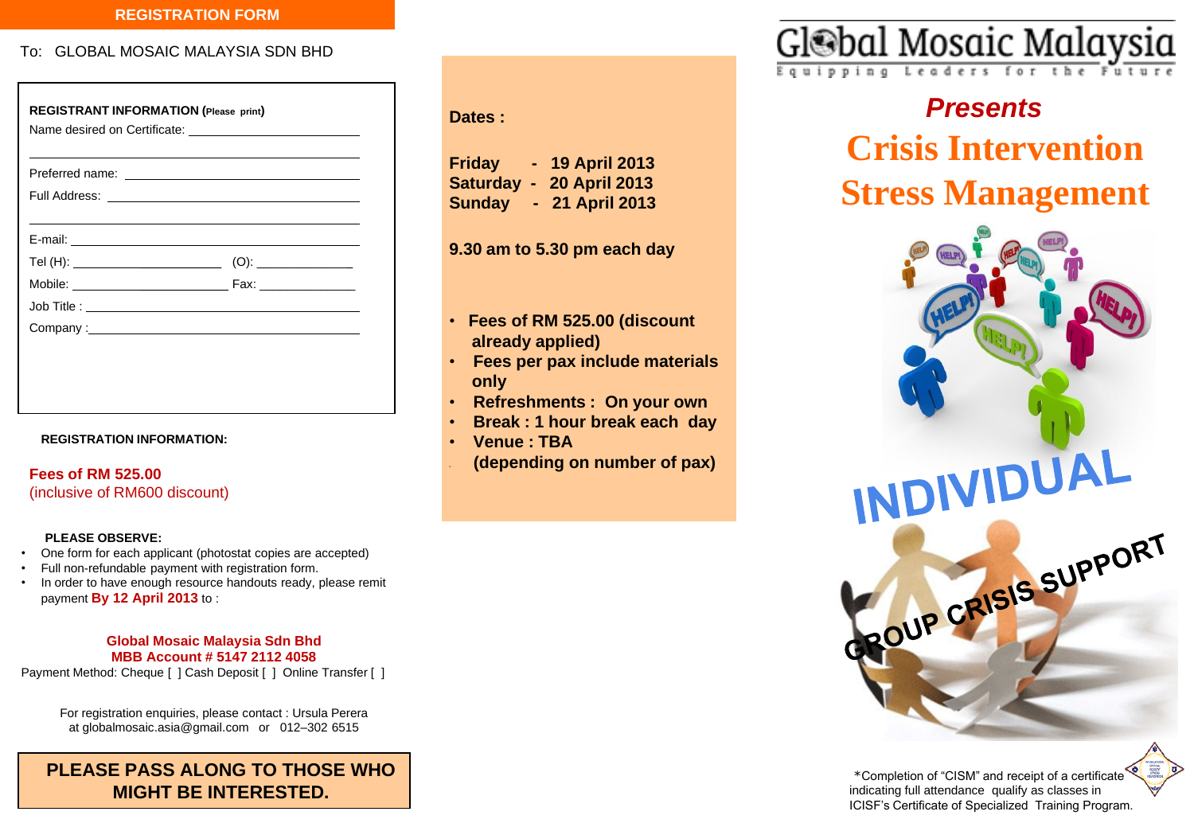## REGISTRATION FORM

To: GLOBAL MOSAIC MALAYSIA SDN BHD

**REGISTRANT INFORMATION (Please print)**

Name desired on Certificate: ______________________

______________________

Preferred name: ______________________

Full Address: ______________________

______________________

E-mail: ______________________

Tel (H): ______________ (O): ______________

Mobile: ______________ Fax: ______________

Job Title : ______________________

Company : ______________________

**REGISTRATION INFORMATION:**

**Fees of RM 525.00**
(inclusive of RM600 discount)

**PLEASE OBSERVE:**

- One form for each applicant (photostat copies are accepted)
- Full non-refundable payment with registration form.
- In order to have enough resource handouts ready, please remit payment **By 12 April 2013** to :

**Global Mosaic Malaysia Sdn Bhd**
**MBB Account # 5147 2112 4058**

Payment Method: Cheque [ ] Cash Deposit [ ] Online Transfer [ ]

For registration enquiries, please contact : Ursula Perera at globalmosaic.asia@gmail.com or 012–302 6515

**PLEASE PASS ALONG TO THOSE WHO MIGHT BE INTERESTED.**

**Dates :**

**Friday - 19 April 2013**
**Saturday - 20 April 2013**
**Sunday - 21 April 2013**

**9.30 am to 5.30 pm each day**

- **Fees of RM 525.00 (discount already applied)**
- **Fees per pax include materials only**
- **Refreshments : On your own**
- **Break : 1 hour break each day**
- **Venue : TBA (depending on number of pax)**

# Global Mosaic Malaysia

Equipping Leaders for the Future

*Presents*

# Crisis Intervention Stress Management

**INDIVIDUAL**

**GROUP CRISIS SUPPORT**

*Completion of "CISM" and receipt of a certificate indicating full attendance qualify as classes in ICISF's Certificate of Specialized Training Program.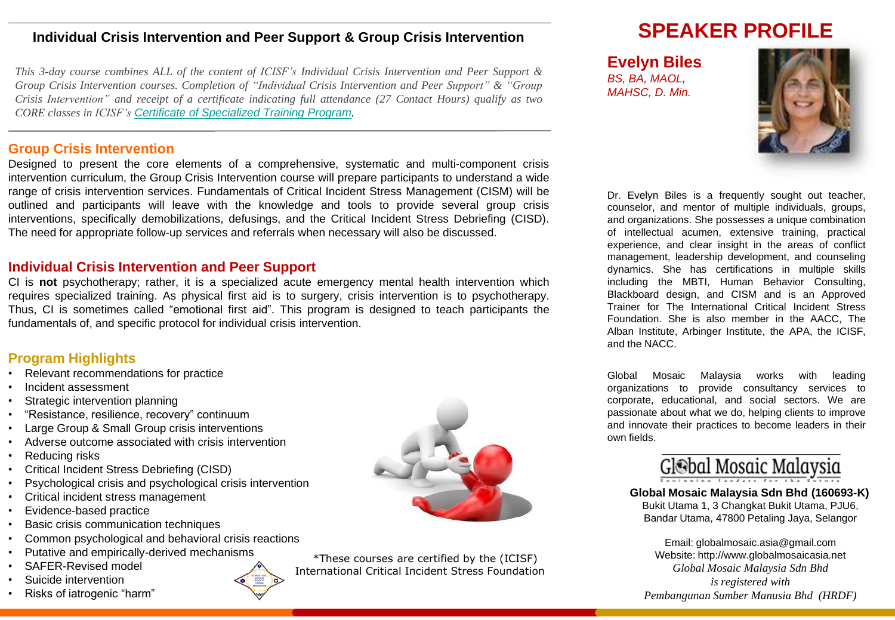## Individual Crisis Intervention and Peer Support & Group Crisis Intervention

*This 3-day course combines ALL of the content of ICISF's Individual Crisis Intervention and Peer Support & Group Crisis Intervention courses. Completion of "Individual Crisis Intervention and Peer Support" & "Group Crisis Intervention" and receipt of a certificate indicating full attendance (27 Contact Hours) qualify as two CORE classes in ICISF's Certificate of Specialized Training Program.*

### Group Crisis Intervention

Designed to present the core elements of a comprehensive, systematic and multi-component crisis intervention curriculum, the Group Crisis Intervention course will prepare participants to understand a wide range of crisis intervention services. Fundamentals of Critical Incident Stress Management (CISM) will be outlined and participants will leave with the knowledge and tools to provide several group crisis interventions, specifically demobilizations, defusings, and the Critical Incident Stress Debriefing (CISD). The need for appropriate follow-up services and referrals when necessary will also be discussed.

### Individual Crisis Intervention and Peer Support

CI is **not** psychotherapy; rather, it is a specialized acute emergency mental health intervention which requires specialized training. As physical first aid is to surgery, crisis intervention is to psychotherapy. Thus, CI is sometimes called "emotional first aid". This program is designed to teach participants the fundamentals of, and specific protocol for individual crisis intervention.

### Program Highlights

- Relevant recommendations for practice
- Incident assessment
- Strategic intervention planning
- "Resistance, resilience, recovery" continuum
- Large Group & Small Group crisis interventions
- Adverse outcome associated with crisis intervention
- Reducing risks
- Critical Incident Stress Debriefing (CISD)
- Psychological crisis and psychological crisis intervention
- Critical incident stress management
- Evidence-based practice
- Basic crisis communication techniques
- Common psychological and behavioral crisis reactions
- Putative and empirically-derived mechanisms
- SAFER-Revised model
- Suicide intervention
- Risks of iatrogenic "harm"

*These courses are certified by the (ICISF) International Critical Incident Stress Foundation

# SPEAKER PROFILE

### Evelyn Biles

*BS, BA, MAOL, MAHSC, D. Min.*

Dr. Evelyn Biles is a frequently sought out teacher, counselor, and mentor of multiple individuals, groups, and organizations. She possesses a unique combination of intellectual acumen, extensive training, practical experience, and clear insight in the areas of conflict management, leadership development, and counseling dynamics. She has certifications in multiple skills including the MBTI, Human Behavior Consulting, Blackboard design, and CISM and is an Approved Trainer for The International Critical Incident Stress Foundation. She is also member in the AACC, The Alban Institute, Arbinger Institute, the APA, the ICISF, and the NACC.

Global Mosaic Malaysia works with leading organizations to provide consultancy services to corporate, educational, and social sectors. We are passionate about what we do, helping clients to improve and innovate their practices to become leaders in their own fields.

Global Mosaic Malaysia

Equipping Leaders for the Future

**Global Mosaic Malaysia Sdn Bhd (160693-K)**
Bukit Utama 1, 3 Changkat Bukit Utama, PJU6,
Bandar Utama, 47800 Petaling Jaya, Selangor

Email: globalmosaic.asia@gmail.com
Website: http://www.globalmosaicasia.net
*Global Mosaic Malaysia Sdn Bhd is registered with Pembangunan Sumber Manusia Bhd (HRDF)*